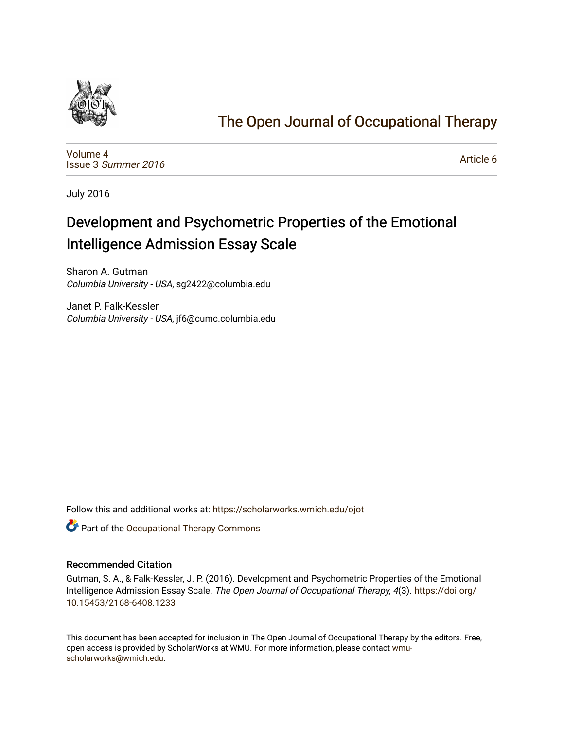# The Open Journal of Occupational Therapy

Volume 4
Issue 3 *Summer 2016*

Article 6

July 2016

## Development and Psychometric Properties of the Emotional Intelligence Admission Essay Scale

Sharon A. Gutman
*Columbia University - USA*, sg2422@columbia.edu

Janet P. Falk-Kessler
*Columbia University - USA*, jf6@cumc.columbia.edu

Follow this and additional works at: https://scholarworks.wmich.edu/ojot

Part of the Occupational Therapy Commons

### Recommended Citation

Gutman, S. A., & Falk-Kessler, J. P. (2016). Development and Psychometric Properties of the Emotional Intelligence Admission Essay Scale. *The Open Journal of Occupational Therapy, 4*(3). https://doi.org/10.15453/2168-6408.1233

This document has been accepted for inclusion in The Open Journal of Occupational Therapy by the editors. Free, open access is provided by ScholarWorks at WMU. For more information, please contact wmu-scholarworks@wmich.edu.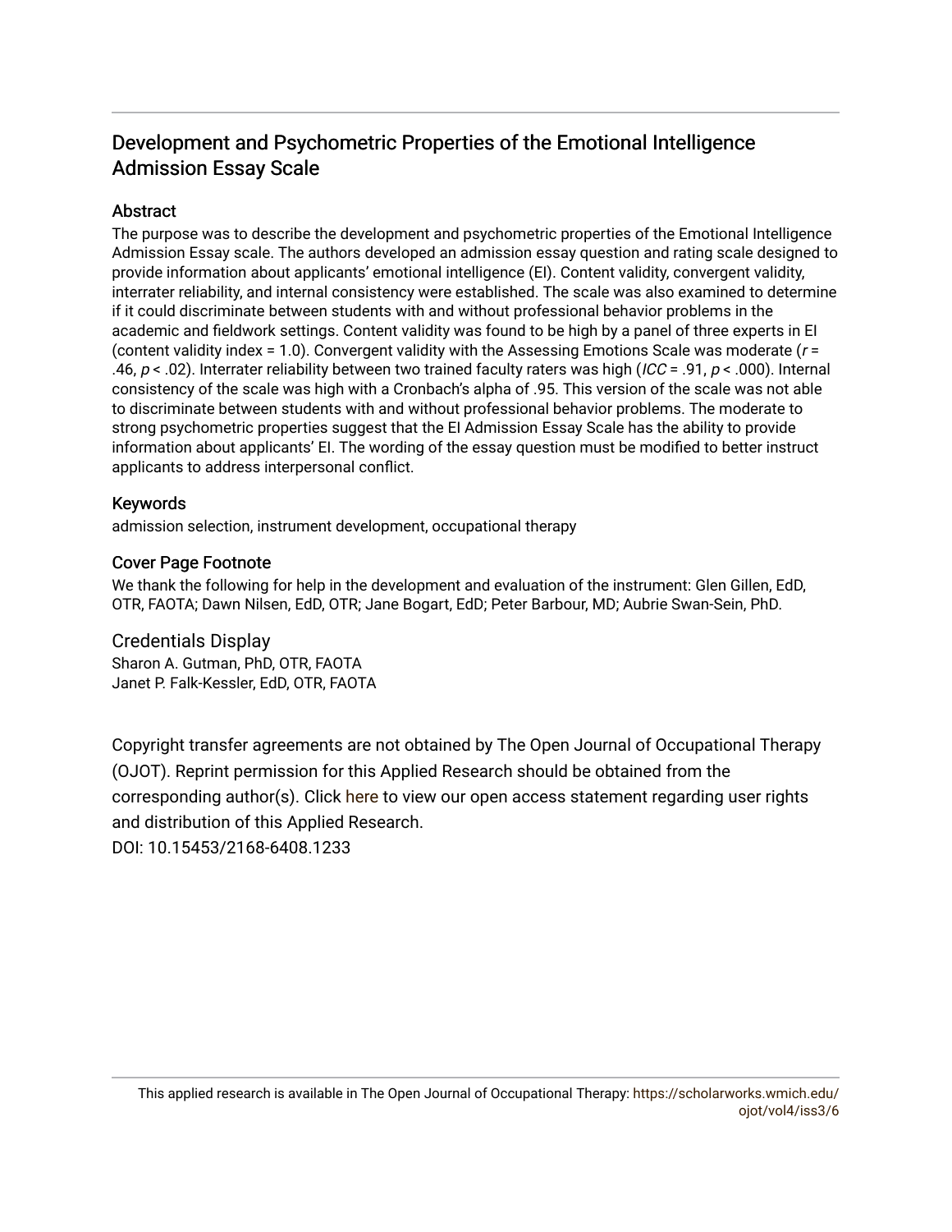# Development and Psychometric Properties of the Emotional Intelligence Admission Essay Scale

## Abstract

The purpose was to describe the development and psychometric properties of the Emotional Intelligence Admission Essay scale. The authors developed an admission essay question and rating scale designed to provide information about applicants' emotional intelligence (EI). Content validity, convergent validity, interrater reliability, and internal consistency were established. The scale was also examined to determine if it could discriminate between students with and without professional behavior problems in the academic and fieldwork settings. Content validity was found to be high by a panel of three experts in EI (content validity index = 1.0). Convergent validity with the Assessing Emotions Scale was moderate ($r$ = .46, $p$ < .02). Interrater reliability between two trained faculty raters was high ($ICC$ = .91, $p$ < .000). Internal consistency of the scale was high with a Cronbach's alpha of .95. This version of the scale was not able to discriminate between students with and without professional behavior problems. The moderate to strong psychometric properties suggest that the EI Admission Essay Scale has the ability to provide information about applicants' EI. The wording of the essay question must be modified to better instruct applicants to address interpersonal conflict.

## Keywords

admission selection, instrument development, occupational therapy

## Cover Page Footnote

We thank the following for help in the development and evaluation of the instrument: Glen Gillen, EdD, OTR, FAOTA; Dawn Nilsen, EdD, OTR; Jane Bogart, EdD; Peter Barbour, MD; Aubrie Swan-Sein, PhD.

## Credentials Display

Sharon A. Gutman, PhD, OTR, FAOTA
Janet P. Falk-Kessler, EdD, OTR, FAOTA

Copyright transfer agreements are not obtained by The Open Journal of Occupational Therapy (OJOT). Reprint permission for this Applied Research should be obtained from the corresponding author(s). Click here to view our open access statement regarding user rights and distribution of this Applied Research.

DOI: 10.15453/2168-6408.1233

This applied research is available in The Open Journal of Occupational Therapy: https://scholarworks.wmich.edu/ojot/vol4/iss3/6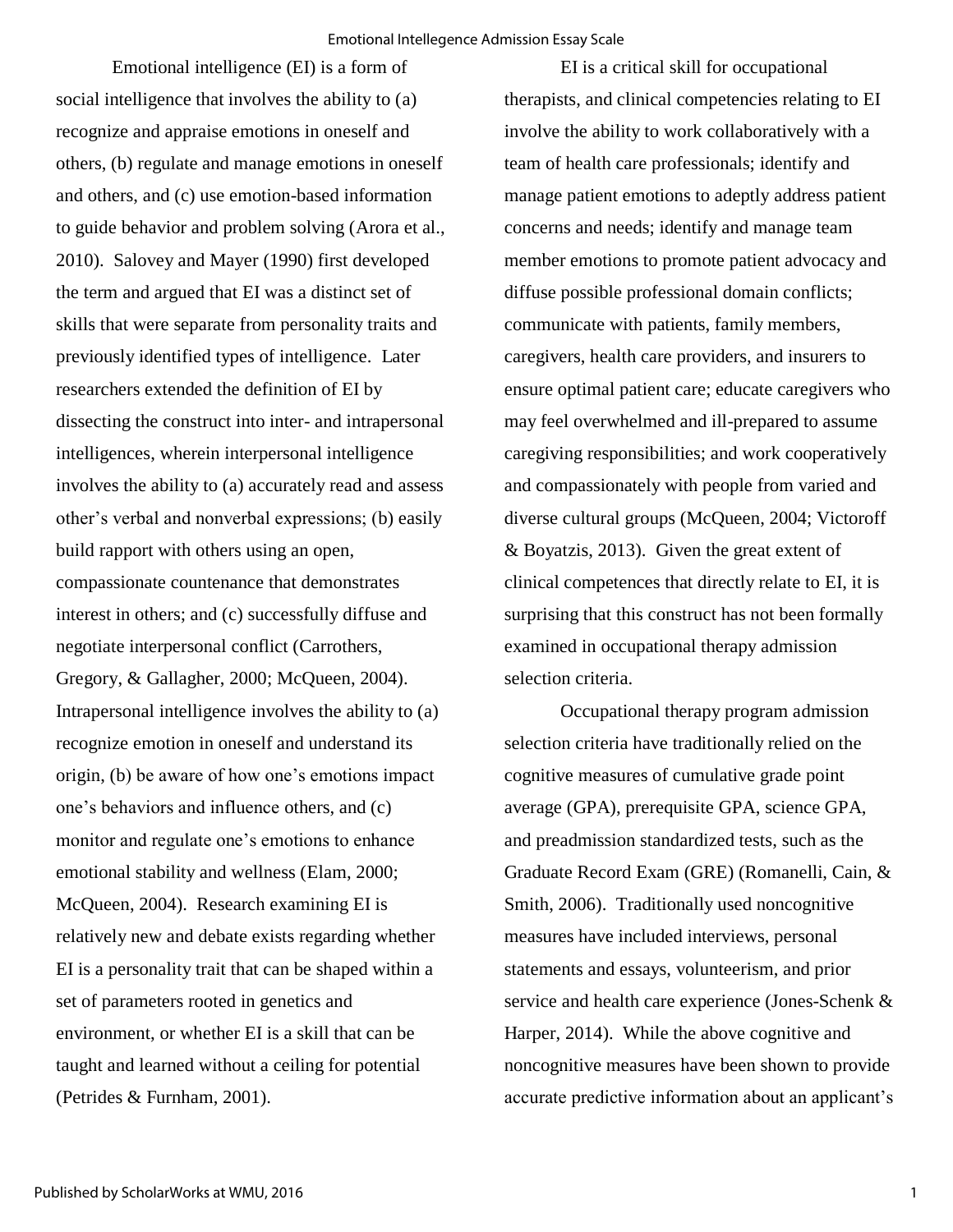Emotional intelligence (EI) is a form of social intelligence that involves the ability to (a) recognize and appraise emotions in oneself and others, (b) regulate and manage emotions in oneself and others, and (c) use emotion-based information to guide behavior and problem solving (Arora et al., 2010). Salovey and Mayer (1990) first developed the term and argued that EI was a distinct set of skills that were separate from personality traits and previously identified types of intelligence. Later researchers extended the definition of EI by dissecting the construct into inter- and intrapersonal intelligences, wherein interpersonal intelligence involves the ability to (a) accurately read and assess other's verbal and nonverbal expressions; (b) easily build rapport with others using an open, compassionate countenance that demonstrates interest in others; and (c) successfully diffuse and negotiate interpersonal conflict (Carrothers, Gregory, & Gallagher, 2000; McQueen, 2004). Intrapersonal intelligence involves the ability to (a) recognize emotion in oneself and understand its origin, (b) be aware of how one's emotions impact one's behaviors and influence others, and (c) monitor and regulate one's emotions to enhance emotional stability and wellness (Elam, 2000; McQueen, 2004). Research examining EI is relatively new and debate exists regarding whether EI is a personality trait that can be shaped within a set of parameters rooted in genetics and environment, or whether EI is a skill that can be taught and learned without a ceiling for potential (Petrides & Furnham, 2001).

EI is a critical skill for occupational therapists, and clinical competencies relating to EI involve the ability to work collaboratively with a team of health care professionals; identify and manage patient emotions to adeptly address patient concerns and needs; identify and manage team member emotions to promote patient advocacy and diffuse possible professional domain conflicts; communicate with patients, family members, caregivers, health care providers, and insurers to ensure optimal patient care; educate caregivers who may feel overwhelmed and ill-prepared to assume caregiving responsibilities; and work cooperatively and compassionately with people from varied and diverse cultural groups (McQueen, 2004; Victoroff & Boyatzis, 2013). Given the great extent of clinical competences that directly relate to EI, it is surprising that this construct has not been formally examined in occupational therapy admission selection criteria.

Occupational therapy program admission selection criteria have traditionally relied on the cognitive measures of cumulative grade point average (GPA), prerequisite GPA, science GPA, and preadmission standardized tests, such as the Graduate Record Exam (GRE) (Romanelli, Cain, & Smith, 2006). Traditionally used noncognitive measures have included interviews, personal statements and essays, volunteerism, and prior service and health care experience (Jones-Schenk & Harper, 2014). While the above cognitive and noncognitive measures have been shown to provide accurate predictive information about an applicant's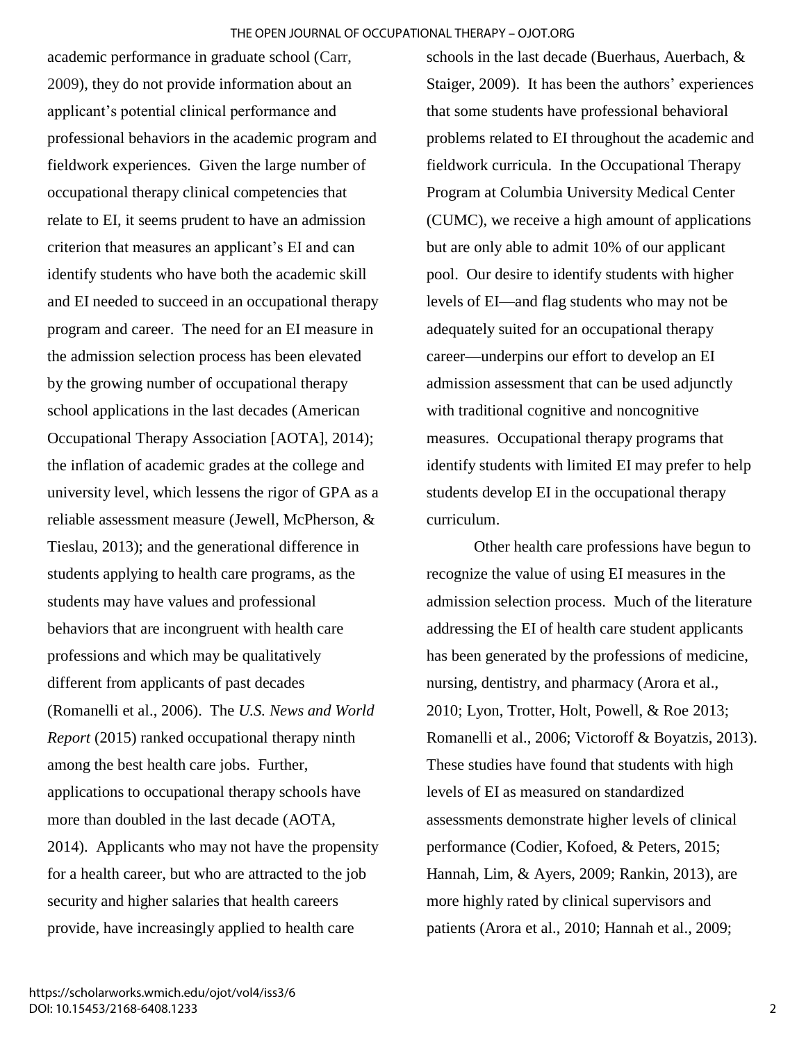academic performance in graduate school (Carr, 2009), they do not provide information about an applicant's potential clinical performance and professional behaviors in the academic program and fieldwork experiences. Given the large number of occupational therapy clinical competencies that relate to EI, it seems prudent to have an admission criterion that measures an applicant's EI and can identify students who have both the academic skill and EI needed to succeed in an occupational therapy program and career. The need for an EI measure in the admission selection process has been elevated by the growing number of occupational therapy school applications in the last decades (American Occupational Therapy Association [AOTA], 2014); the inflation of academic grades at the college and university level, which lessens the rigor of GPA as a reliable assessment measure (Jewell, McPherson, & Tieslau, 2013); and the generational difference in students applying to health care programs, as the students may have values and professional behaviors that are incongruent with health care professions and which may be qualitatively different from applicants of past decades (Romanelli et al., 2006). The *U.S. News and World Report* (2015) ranked occupational therapy ninth among the best health care jobs. Further, applications to occupational therapy schools have more than doubled in the last decade (AOTA, 2014). Applicants who may not have the propensity for a health career, but who are attracted to the job security and higher salaries that health careers provide, have increasingly applied to health care schools in the last decade (Buerhaus, Auerbach, & Staiger, 2009). It has been the authors' experiences that some students have professional behavioral problems related to EI throughout the academic and fieldwork curricula. In the Occupational Therapy Program at Columbia University Medical Center (CUMC), we receive a high amount of applications but are only able to admit 10% of our applicant pool. Our desire to identify students with higher levels of EI—and flag students who may not be adequately suited for an occupational therapy career—underpins our effort to develop an EI admission assessment that can be used adjunctly with traditional cognitive and noncognitive measures. Occupational therapy programs that identify students with limited EI may prefer to help students develop EI in the occupational therapy curriculum.

Other health care professions have begun to recognize the value of using EI measures in the admission selection process. Much of the literature addressing the EI of health care student applicants has been generated by the professions of medicine, nursing, dentistry, and pharmacy (Arora et al., 2010; Lyon, Trotter, Holt, Powell, & Roe 2013; Romanelli et al., 2006; Victoroff & Boyatzis, 2013). These studies have found that students with high levels of EI as measured on standardized assessments demonstrate higher levels of clinical performance (Codier, Kofoed, & Peters, 2015; Hannah, Lim, & Ayers, 2009; Rankin, 2013), are more highly rated by clinical supervisors and patients (Arora et al., 2010; Hannah et al., 2009;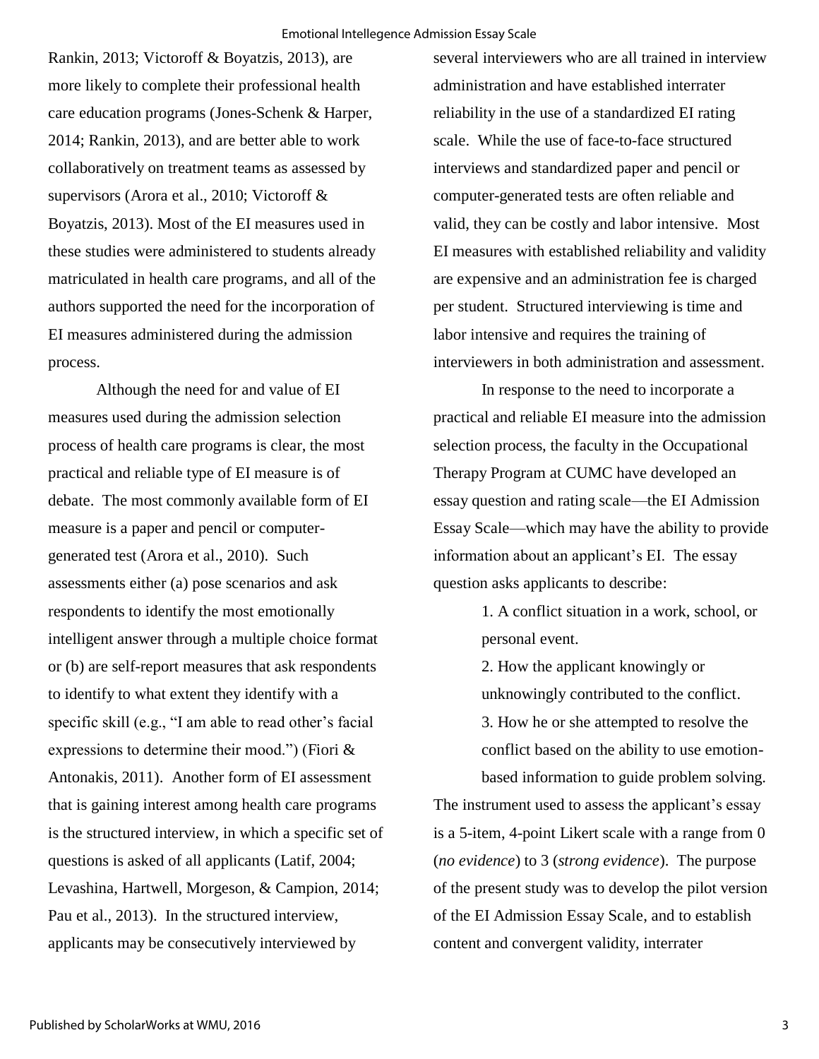Rankin, 2013; Victoroff & Boyatzis, 2013), are more likely to complete their professional health care education programs (Jones-Schenk & Harper, 2014; Rankin, 2013), and are better able to work collaboratively on treatment teams as assessed by supervisors (Arora et al., 2010; Victoroff & Boyatzis, 2013). Most of the EI measures used in these studies were administered to students already matriculated in health care programs, and all of the authors supported the need for the incorporation of EI measures administered during the admission process.

Although the need for and value of EI measures used during the admission selection process of health care programs is clear, the most practical and reliable type of EI measure is of debate. The most commonly available form of EI measure is a paper and pencil or computer-generated test (Arora et al., 2010). Such assessments either (a) pose scenarios and ask respondents to identify the most emotionally intelligent answer through a multiple choice format or (b) are self-report measures that ask respondents to identify to what extent they identify with a specific skill (e.g., "I am able to read other's facial expressions to determine their mood.") (Fiori & Antonakis, 2011). Another form of EI assessment that is gaining interest among health care programs is the structured interview, in which a specific set of questions is asked of all applicants (Latif, 2004; Levashina, Hartwell, Morgeson, & Campion, 2014; Pau et al., 2013). In the structured interview, applicants may be consecutively interviewed by several interviewers who are all trained in interview administration and have established interrater reliability in the use of a standardized EI rating scale. While the use of face-to-face structured interviews and standardized paper and pencil or computer-generated tests are often reliable and valid, they can be costly and labor intensive. Most EI measures with established reliability and validity are expensive and an administration fee is charged per student. Structured interviewing is time and labor intensive and requires the training of interviewers in both administration and assessment.

In response to the need to incorporate a practical and reliable EI measure into the admission selection process, the faculty in the Occupational Therapy Program at CUMC have developed an essay question and rating scale—the EI Admission Essay Scale—which may have the ability to provide information about an applicant's EI. The essay question asks applicants to describe:

1. A conflict situation in a work, school, or personal event.
2. How the applicant knowingly or unknowingly contributed to the conflict.
3. How he or she attempted to resolve the conflict based on the ability to use emotion-based information to guide problem solving.

The instrument used to assess the applicant's essay is a 5-item, 4-point Likert scale with a range from 0 (*no evidence*) to 3 (*strong evidence*). The purpose of the present study was to develop the pilot version of the EI Admission Essay Scale, and to establish content and convergent validity, interrater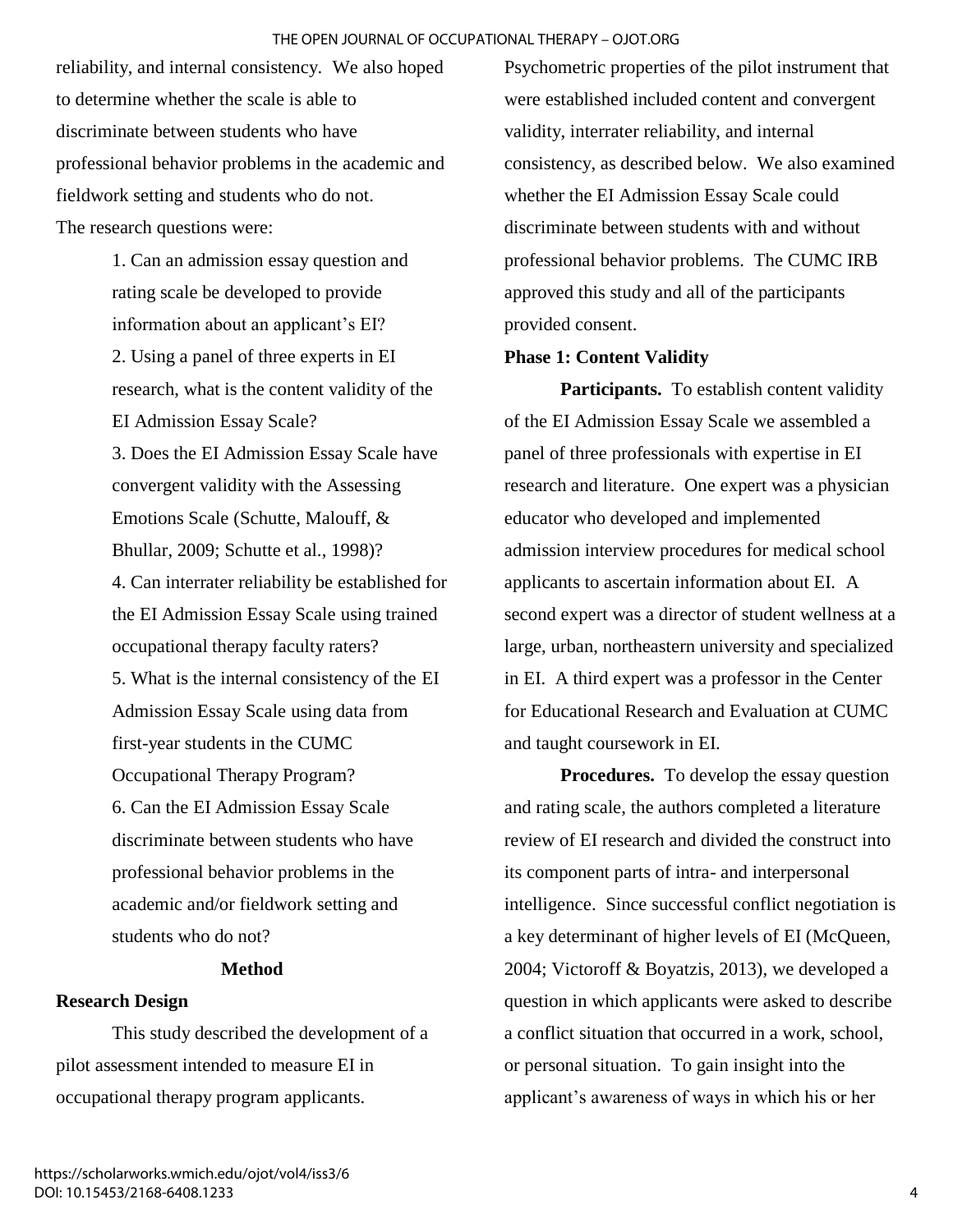reliability, and internal consistency. We also hoped to determine whether the scale is able to discriminate between students who have professional behavior problems in the academic and fieldwork setting and students who do not.

The research questions were:

1. Can an admission essay question and rating scale be developed to provide information about an applicant's EI?
2. Using a panel of three experts in EI research, what is the content validity of the EI Admission Essay Scale?
3. Does the EI Admission Essay Scale have convergent validity with the Assessing Emotions Scale (Schutte, Malouff, & Bhullar, 2009; Schutte et al., 1998)?
4. Can interrater reliability be established for the EI Admission Essay Scale using trained occupational therapy faculty raters?
5. What is the internal consistency of the EI Admission Essay Scale using data from first-year students in the CUMC Occupational Therapy Program?
6. Can the EI Admission Essay Scale discriminate between students who have professional behavior problems in the academic and/or fieldwork setting and students who do not?

## Method

### Research Design

This study described the development of a pilot assessment intended to measure EI in occupational therapy program applicants. Psychometric properties of the pilot instrument that were established included content and convergent validity, interrater reliability, and internal consistency, as described below. We also examined whether the EI Admission Essay Scale could discriminate between students with and without professional behavior problems. The CUMC IRB approved this study and all of the participants provided consent.

### Phase 1: Content Validity

**Participants.** To establish content validity of the EI Admission Essay Scale we assembled a panel of three professionals with expertise in EI research and literature. One expert was a physician educator who developed and implemented admission interview procedures for medical school applicants to ascertain information about EI. A second expert was a director of student wellness at a large, urban, northeastern university and specialized in EI. A third expert was a professor in the Center for Educational Research and Evaluation at CUMC and taught coursework in EI.

**Procedures.** To develop the essay question and rating scale, the authors completed a literature review of EI research and divided the construct into its component parts of intra- and interpersonal intelligence. Since successful conflict negotiation is a key determinant of higher levels of EI (McQueen, 2004; Victoroff & Boyatzis, 2013), we developed a question in which applicants were asked to describe a conflict situation that occurred in a work, school, or personal situation. To gain insight into the applicant's awareness of ways in which his or her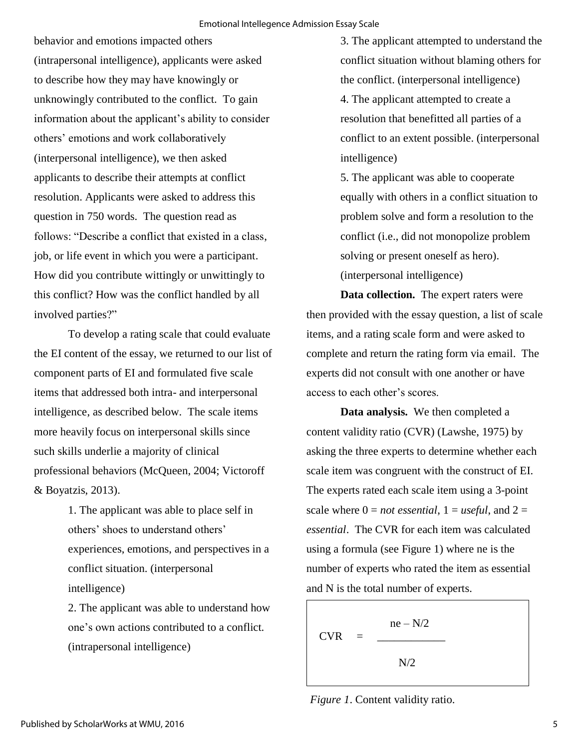behavior and emotions impacted others (intrapersonal intelligence), applicants were asked to describe how they may have knowingly or unknowingly contributed to the conflict. To gain information about the applicant's ability to consider others' emotions and work collaboratively (interpersonal intelligence), we then asked applicants to describe their attempts at conflict resolution. Applicants were asked to address this question in 750 words. The question read as follows: "Describe a conflict that existed in a class, job, or life event in which you were a participant. How did you contribute wittingly or unwittingly to this conflict? How was the conflict handled by all involved parties?"

To develop a rating scale that could evaluate the EI content of the essay, we returned to our list of component parts of EI and formulated five scale items that addressed both intra- and interpersonal intelligence, as described below. The scale items more heavily focus on interpersonal skills since such skills underlie a majority of clinical professional behaviors (McQueen, 2004; Victoroff & Boyatzis, 2013).

1. The applicant was able to place self in others' shoes to understand others' experiences, emotions, and perspectives in a conflict situation. (interpersonal intelligence)
2. The applicant was able to understand how one's own actions contributed to a conflict. (intrapersonal intelligence)
3. The applicant attempted to understand the conflict situation without blaming others for the conflict. (interpersonal intelligence)
4. The applicant attempted to create a resolution that benefitted all parties of a conflict to an extent possible. (interpersonal intelligence)
5. The applicant was able to cooperate equally with others in a conflict situation to problem solve and form a resolution to the conflict (i.e., did not monopolize problem solving or present oneself as hero). (interpersonal intelligence)

**Data collection.** The expert raters were then provided with the essay question, a list of scale items, and a rating scale form and were asked to complete and return the rating form via email. The experts did not consult with one another or have access to each other's scores.

**Data analysis.** We then completed a content validity ratio (CVR) (Lawshe, 1975) by asking the three experts to determine whether each scale item was congruent with the construct of EI. The experts rated each scale item using a 3-point scale where 0 = *not essential*, 1 = *useful*, and 2 = *essential*. The CVR for each item was calculated using a formula (see Figure 1) where ne is the number of experts who rated the item as essential and N is the total number of experts.

$$CVR = \frac{ne - N/2}{N/2}$$

*Figure 1*. Content validity ratio.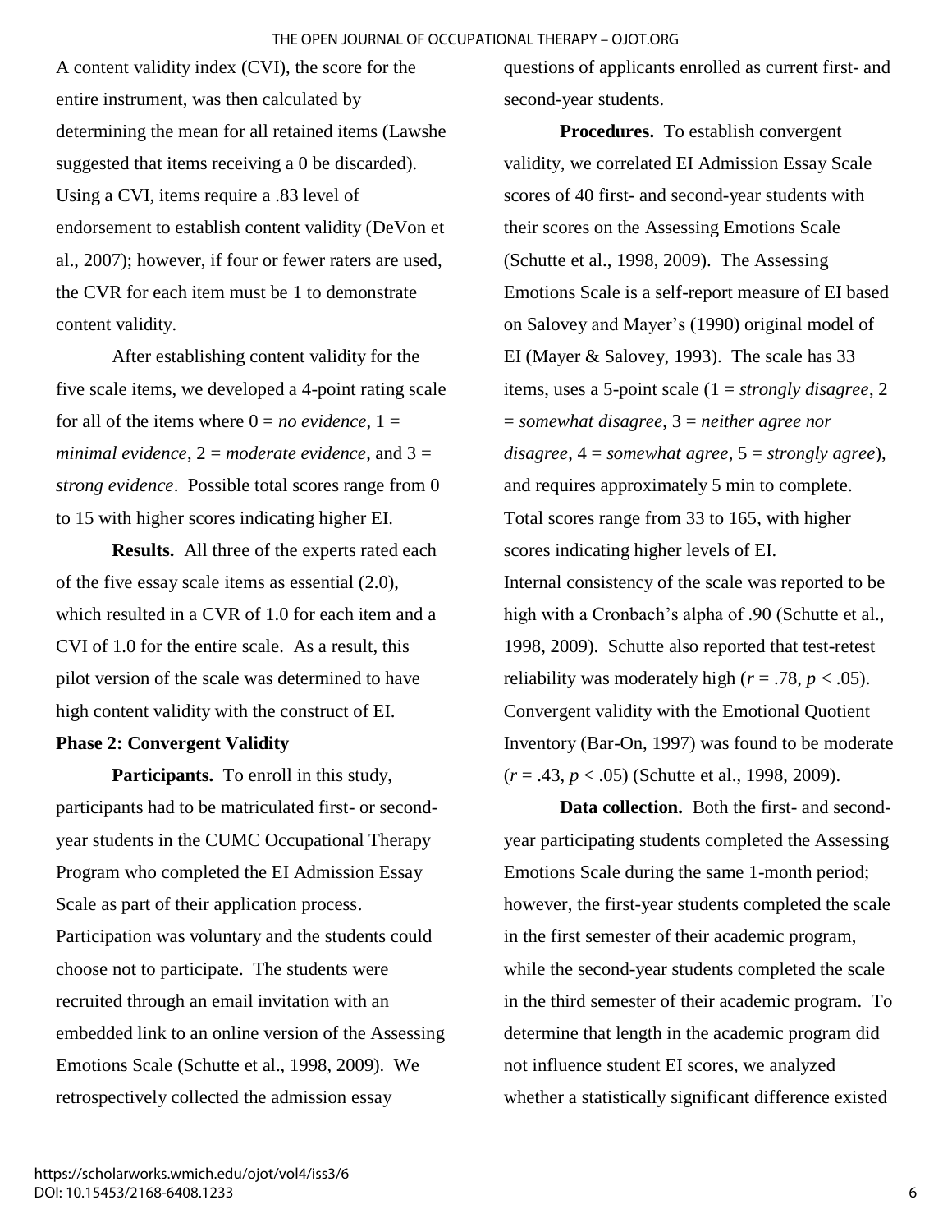A content validity index (CVI), the score for the entire instrument, was then calculated by determining the mean for all retained items (Lawshe suggested that items receiving a 0 be discarded). Using a CVI, items require a .83 level of endorsement to establish content validity (DeVon et al., 2007); however, if four or fewer raters are used, the CVR for each item must be 1 to demonstrate content validity.

After establishing content validity for the five scale items, we developed a 4-point rating scale for all of the items where 0 = *no evidence*, 1 = *minimal evidence*, 2 = *moderate evidence*, and 3 = *strong evidence*. Possible total scores range from 0 to 15 with higher scores indicating higher EI.

**Results.** All three of the experts rated each of the five essay scale items as essential (2.0), which resulted in a CVR of 1.0 for each item and a CVI of 1.0 for the entire scale. As a result, this pilot version of the scale was determined to have high content validity with the construct of EI.

**Phase 2: Convergent Validity**

**Participants.** To enroll in this study, participants had to be matriculated first- or second-year students in the CUMC Occupational Therapy Program who completed the EI Admission Essay Scale as part of their application process. Participation was voluntary and the students could choose not to participate. The students were recruited through an email invitation with an embedded link to an online version of the Assessing Emotions Scale (Schutte et al., 1998, 2009). We retrospectively collected the admission essay questions of applicants enrolled as current first- and second-year students.

**Procedures.** To establish convergent validity, we correlated EI Admission Essay Scale scores of 40 first- and second-year students with their scores on the Assessing Emotions Scale (Schutte et al., 1998, 2009). The Assessing Emotions Scale is a self-report measure of EI based on Salovey and Mayer's (1990) original model of EI (Mayer & Salovey, 1993). The scale has 33 items, uses a 5-point scale (1 = *strongly disagree*, 2 = *somewhat disagree*, 3 = *neither agree nor disagree*, 4 = *somewhat agree*, 5 = *strongly agree*), and requires approximately 5 min to complete. Total scores range from 33 to 165, with higher scores indicating higher levels of EI. Internal consistency of the scale was reported to be high with a Cronbach's alpha of .90 (Schutte et al., 1998, 2009). Schutte also reported that test-retest reliability was moderately high ($r = .78$, $p < .05$). Convergent validity with the Emotional Quotient Inventory (Bar-On, 1997) was found to be moderate ($r = .43$, $p < .05$) (Schutte et al., 1998, 2009).

**Data collection.** Both the first- and second-year participating students completed the Assessing Emotions Scale during the same 1-month period; however, the first-year students completed the scale in the first semester of their academic program, while the second-year students completed the scale in the third semester of their academic program. To determine that length in the academic program did not influence student EI scores, we analyzed whether a statistically significant difference existed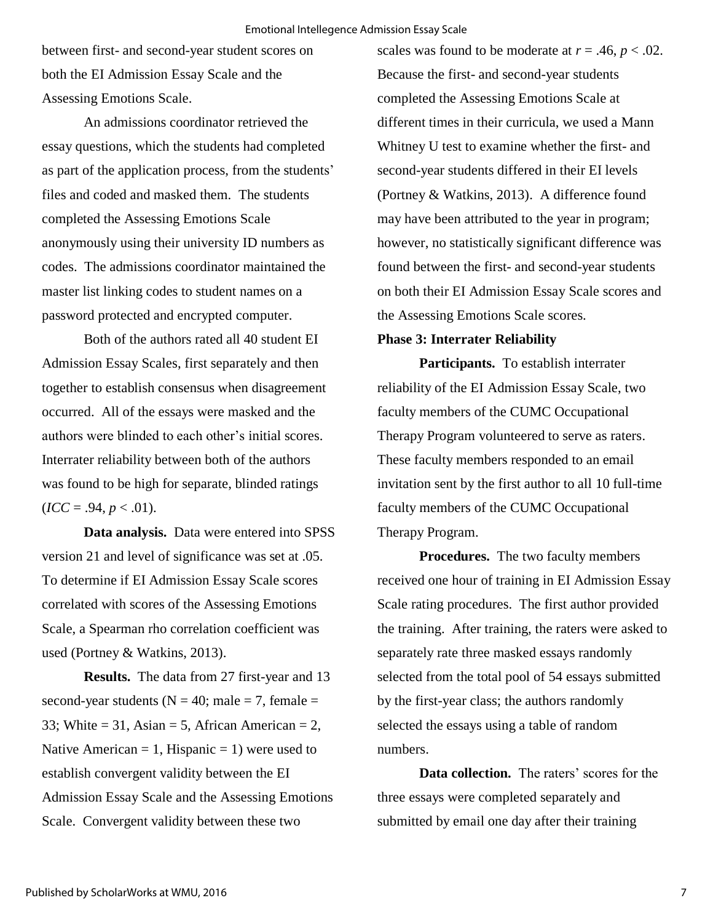between first- and second-year student scores on both the EI Admission Essay Scale and the Assessing Emotions Scale.

An admissions coordinator retrieved the essay questions, which the students had completed as part of the application process, from the students' files and coded and masked them. The students completed the Assessing Emotions Scale anonymously using their university ID numbers as codes. The admissions coordinator maintained the master list linking codes to student names on a password protected and encrypted computer.

Both of the authors rated all 40 student EI Admission Essay Scales, first separately and then together to establish consensus when disagreement occurred. All of the essays were masked and the authors were blinded to each other's initial scores. Interrater reliability between both of the authors was found to be high for separate, blinded ratings ($ICC = .94$, $p < .01$).

**Data analysis.** Data were entered into SPSS version 21 and level of significance was set at .05. To determine if EI Admission Essay Scale scores correlated with scores of the Assessing Emotions Scale, a Spearman rho correlation coefficient was used (Portney & Watkins, 2013).

**Results.** The data from 27 first-year and 13 second-year students ($N = 40$; male = 7, female = 33; White = 31, Asian = 5, African American = 2, Native American = 1, Hispanic = 1) were used to establish convergent validity between the EI Admission Essay Scale and the Assessing Emotions Scale. Convergent validity between these two scales was found to be moderate at $r = .46$, $p < .02$. Because the first- and second-year students completed the Assessing Emotions Scale at different times in their curricula, we used a Mann Whitney U test to examine whether the first- and second-year students differed in their EI levels (Portney & Watkins, 2013). A difference found may have been attributed to the year in program; however, no statistically significant difference was found between the first- and second-year students on both their EI Admission Essay Scale scores and the Assessing Emotions Scale scores.

### Phase 3: Interrater Reliability

**Participants.** To establish interrater reliability of the EI Admission Essay Scale, two faculty members of the CUMC Occupational Therapy Program volunteered to serve as raters. These faculty members responded to an email invitation sent by the first author to all 10 full-time faculty members of the CUMC Occupational Therapy Program.

**Procedures.** The two faculty members received one hour of training in EI Admission Essay Scale rating procedures. The first author provided the training. After training, the raters were asked to separately rate three masked essays randomly selected from the total pool of 54 essays submitted by the first-year class; the authors randomly selected the essays using a table of random numbers.

**Data collection.** The raters' scores for the three essays were completed separately and submitted by email one day after their training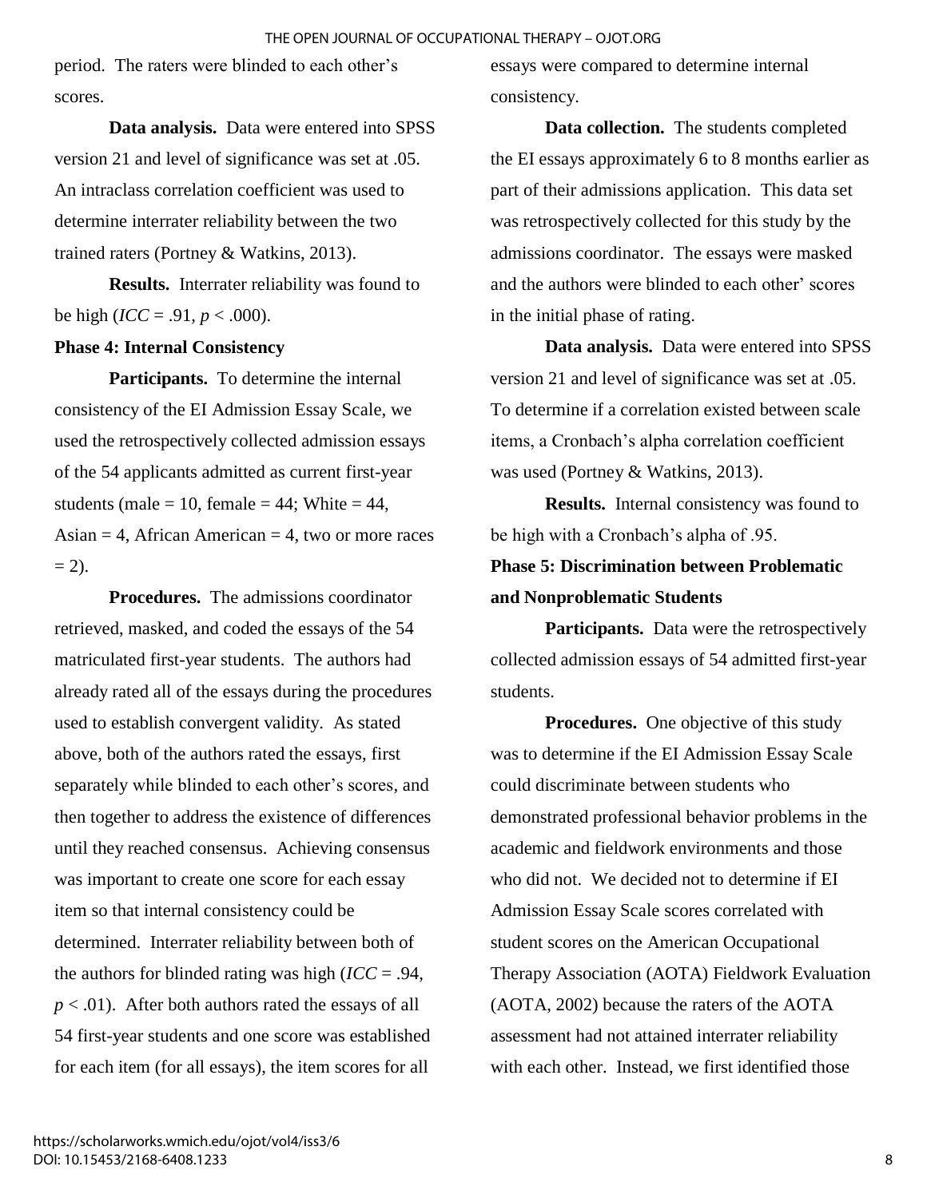period. The raters were blinded to each other's scores.

**Data analysis.** Data were entered into SPSS version 21 and level of significance was set at .05. An intraclass correlation coefficient was used to determine interrater reliability between the two trained raters (Portney & Watkins, 2013).

**Results.** Interrater reliability was found to be high ($ICC$ = .91, $p$ < .000).

### Phase 4: Internal Consistency

**Participants.** To determine the internal consistency of the EI Admission Essay Scale, we used the retrospectively collected admission essays of the 54 applicants admitted as current first-year students (male = 10, female = 44; White = 44, Asian = 4, African American = 4, two or more races = 2).

**Procedures.** The admissions coordinator retrieved, masked, and coded the essays of the 54 matriculated first-year students. The authors had already rated all of the essays during the procedures used to establish convergent validity. As stated above, both of the authors rated the essays, first separately while blinded to each other's scores, and then together to address the existence of differences until they reached consensus. Achieving consensus was important to create one score for each essay item so that internal consistency could be determined. Interrater reliability between both of the authors for blinded rating was high ($ICC$ = .94, $p$ < .01). After both authors rated the essays of all 54 first-year students and one score was established for each item (for all essays), the item scores for all essays were compared to determine internal consistency.

**Data collection.** The students completed the EI essays approximately 6 to 8 months earlier as part of their admissions application. This data set was retrospectively collected for this study by the admissions coordinator. The essays were masked and the authors were blinded to each other' scores in the initial phase of rating.

**Data analysis.** Data were entered into SPSS version 21 and level of significance was set at .05. To determine if a correlation existed between scale items, a Cronbach's alpha correlation coefficient was used (Portney & Watkins, 2013).

**Results.** Internal consistency was found to be high with a Cronbach's alpha of .95.

### Phase 5: Discrimination between Problematic and Nonproblematic Students

**Participants.** Data were the retrospectively collected admission essays of 54 admitted first-year students.

**Procedures.** One objective of this study was to determine if the EI Admission Essay Scale could discriminate between students who demonstrated professional behavior problems in the academic and fieldwork environments and those who did not. We decided not to determine if EI Admission Essay Scale scores correlated with student scores on the American Occupational Therapy Association (AOTA) Fieldwork Evaluation (AOTA, 2002) because the raters of the AOTA assessment had not attained interrater reliability with each other. Instead, we first identified those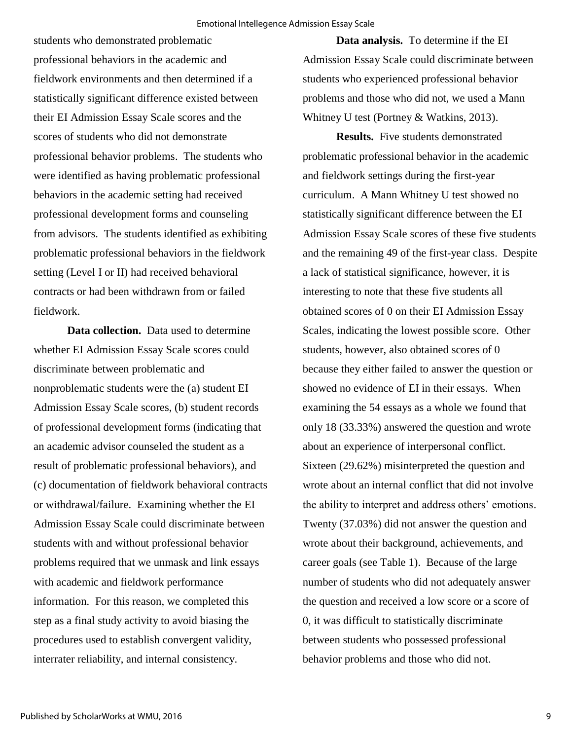students who demonstrated problematic professional behaviors in the academic and fieldwork environments and then determined if a statistically significant difference existed between their EI Admission Essay Scale scores and the scores of students who did not demonstrate professional behavior problems. The students who were identified as having problematic professional behaviors in the academic setting had received professional development forms and counseling from advisors. The students identified as exhibiting problematic professional behaviors in the fieldwork setting (Level I or II) had received behavioral contracts or had been withdrawn from or failed fieldwork.

**Data collection.** Data used to determine whether EI Admission Essay Scale scores could discriminate between problematic and nonproblematic students were the (a) student EI Admission Essay Scale scores, (b) student records of professional development forms (indicating that an academic advisor counseled the student as a result of problematic professional behaviors), and (c) documentation of fieldwork behavioral contracts or withdrawal/failure. Examining whether the EI Admission Essay Scale could discriminate between students with and without professional behavior problems required that we unmask and link essays with academic and fieldwork performance information. For this reason, we completed this step as a final study activity to avoid biasing the procedures used to establish convergent validity, interrater reliability, and internal consistency.

**Data analysis.** To determine if the EI Admission Essay Scale could discriminate between students who experienced professional behavior problems and those who did not, we used a Mann Whitney U test (Portney & Watkins, 2013).

**Results.** Five students demonstrated problematic professional behavior in the academic and fieldwork settings during the first-year curriculum. A Mann Whitney U test showed no statistically significant difference between the EI Admission Essay Scale scores of these five students and the remaining 49 of the first-year class. Despite a lack of statistical significance, however, it is interesting to note that these five students all obtained scores of 0 on their EI Admission Essay Scales, indicating the lowest possible score. Other students, however, also obtained scores of 0 because they either failed to answer the question or showed no evidence of EI in their essays. When examining the 54 essays as a whole we found that only 18 (33.33%) answered the question and wrote about an experience of interpersonal conflict. Sixteen (29.62%) misinterpreted the question and wrote about an internal conflict that did not involve the ability to interpret and address others' emotions. Twenty (37.03%) did not answer the question and wrote about their background, achievements, and career goals (see Table 1). Because of the large number of students who did not adequately answer the question and received a low score or a score of 0, it was difficult to statistically discriminate between students who possessed professional behavior problems and those who did not.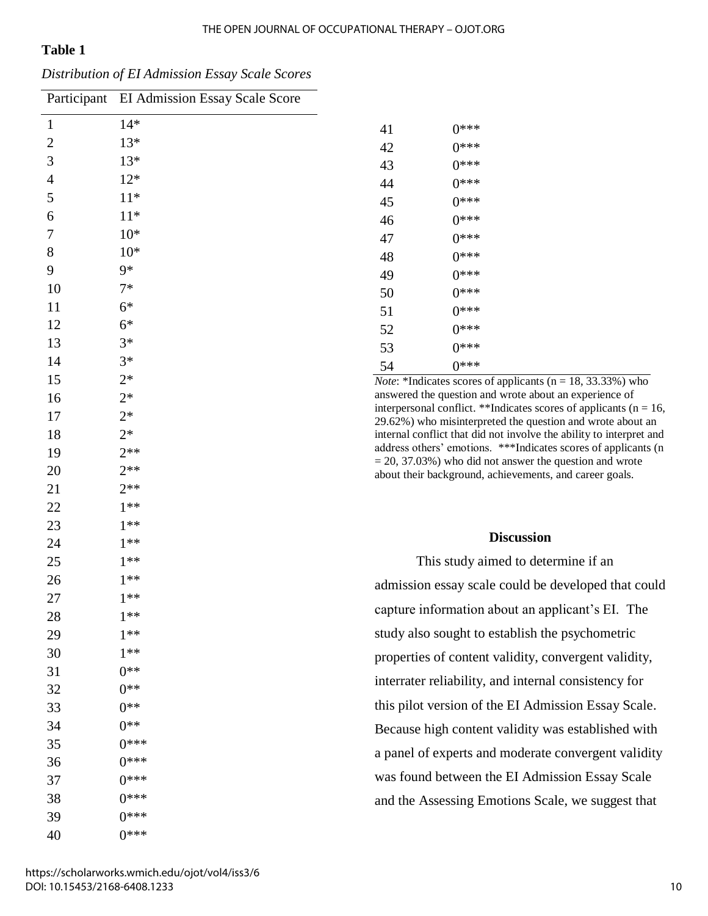**Table 1**

*Distribution of EI Admission Essay Scale Scores*

| Participant | EI Admission Essay Scale Score |
|---|---|
| 1 | 14* |
| 2 | 13* |
| 3 | 13* |
| 4 | 12* |
| 5 | 11* |
| 6 | 11* |
| 7 | 10* |
| 8 | 10* |
| 9 | 9* |
| 10 | 7* |
| 11 | 6* |
| 12 | 6* |
| 13 | 3* |
| 14 | 3* |
| 15 | 2* |
| 16 | 2* |
| 17 | 2* |
| 18 | 2* |
| 19 | 2** |
| 20 | 2** |
| 21 | 2** |
| 22 | 1** |
| 23 | 1** |
| 24 | 1** |
| 25 | 1** |
| 26 | 1** |
| 27 | 1** |
| 28 | 1** |
| 29 | 1** |
| 30 | 1** |
| 31 | 0** |
| 32 | 0** |
| 33 | 0** |
| 34 | 0** |
| 35 | 0*** |
| 36 | 0*** |
| 37 | 0*** |
| 38 | 0*** |
| 39 | 0*** |
| 40 | 0*** |
| 41 | 0*** |
| 42 | 0*** |
| 43 | 0*** |
| 44 | 0*** |
| 45 | 0*** |
| 46 | 0*** |
| 47 | 0*** |
| 48 | 0*** |
| 49 | 0*** |
| 50 | 0*** |
| 51 | 0*** |
| 52 | 0*** |
| 53 | 0*** |
| 54 | 0*** |

*Note*: *Indicates scores of applicants (n = 18, 33.33%) who answered the question and wrote about an experience of interpersonal conflict. **Indicates scores of applicants (n = 16, 29.62%) who misinterpreted the question and wrote about an internal conflict that did not involve the ability to interpret and address others' emotions. ***Indicates scores of applicants (n = 20, 37.03%) who did not answer the question and wrote about their background, achievements, and career goals.

## Discussion

This study aimed to determine if an admission essay scale could be developed that could capture information about an applicant's EI. The study also sought to establish the psychometric properties of content validity, convergent validity, interrater reliability, and internal consistency for this pilot version of the EI Admission Essay Scale. Because high content validity was established with a panel of experts and moderate convergent validity was found between the EI Admission Essay Scale and the Assessing Emotions Scale, we suggest that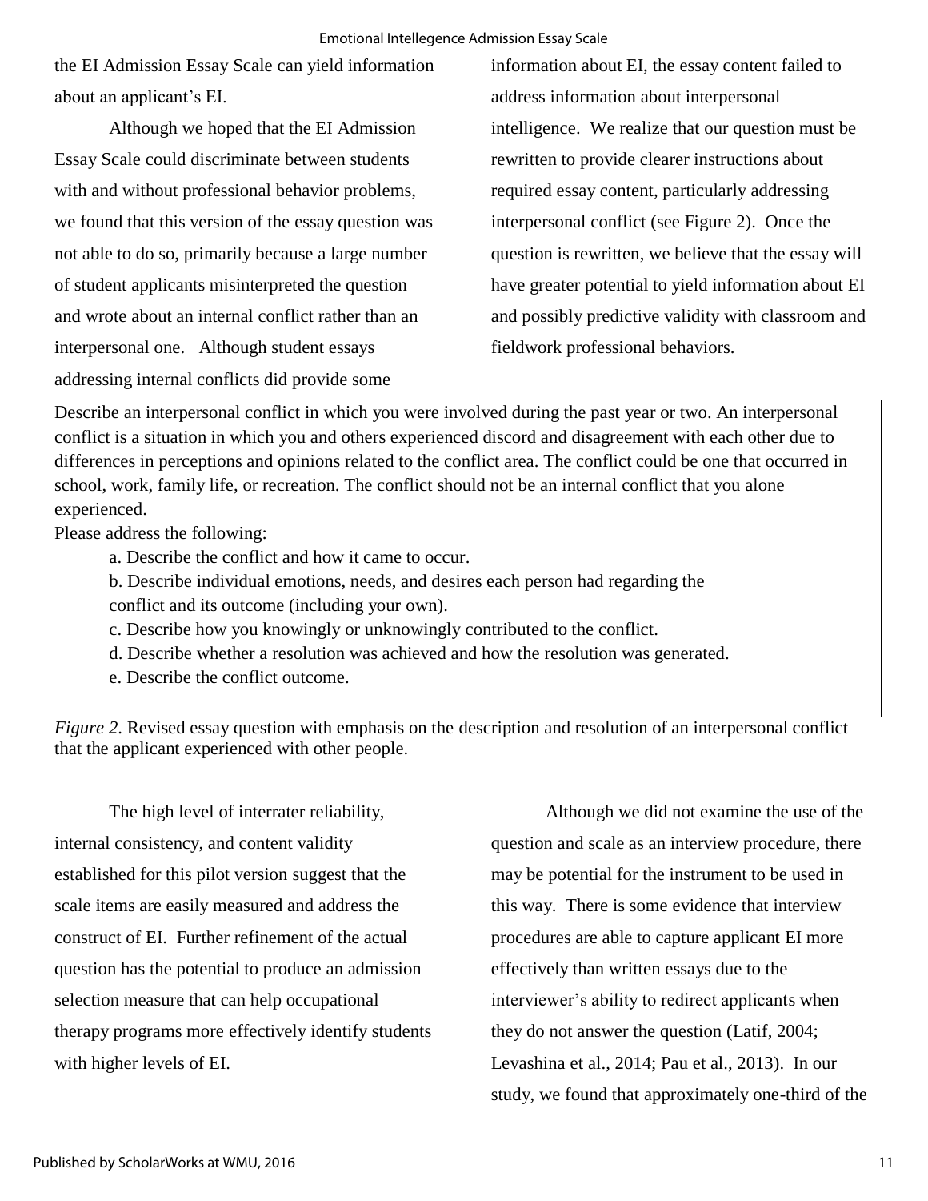the EI Admission Essay Scale can yield information about an applicant's EI.

Although we hoped that the EI Admission Essay Scale could discriminate between students with and without professional behavior problems, we found that this version of the essay question was not able to do so, primarily because a large number of student applicants misinterpreted the question and wrote about an internal conflict rather than an interpersonal one. Although student essays addressing internal conflicts did provide some information about EI, the essay content failed to address information about interpersonal intelligence. We realize that our question must be rewritten to provide clearer instructions about required essay content, particularly addressing interpersonal conflict (see Figure 2). Once the question is rewritten, we believe that the essay will have greater potential to yield information about EI and possibly predictive validity with classroom and fieldwork professional behaviors.

> Describe an interpersonal conflict in which you were involved during the past year or two. An interpersonal conflict is a situation in which you and others experienced discord and disagreement with each other due to differences in perceptions and opinions related to the conflict area. The conflict could be one that occurred in school, work, family life, or recreation. The conflict should not be an internal conflict that you alone experienced.
>
> Please address the following:
>
> a. Describe the conflict and how it came to occur.
>
> b. Describe individual emotions, needs, and desires each person had regarding the conflict and its outcome (including your own).
>
> c. Describe how you knowingly or unknowingly contributed to the conflict.
>
> d. Describe whether a resolution was achieved and how the resolution was generated.
>
> e. Describe the conflict outcome.

*Figure 2*. Revised essay question with emphasis on the description and resolution of an interpersonal conflict that the applicant experienced with other people.

The high level of interrater reliability, internal consistency, and content validity established for this pilot version suggest that the scale items are easily measured and address the construct of EI. Further refinement of the actual question has the potential to produce an admission selection measure that can help occupational therapy programs more effectively identify students with higher levels of EI.

Although we did not examine the use of the question and scale as an interview procedure, there may be potential for the instrument to be used in this way. There is some evidence that interview procedures are able to capture applicant EI more effectively than written essays due to the interviewer's ability to redirect applicants when they do not answer the question (Latif, 2004; Levashina et al., 2014; Pau et al., 2013). In our study, we found that approximately one-third of the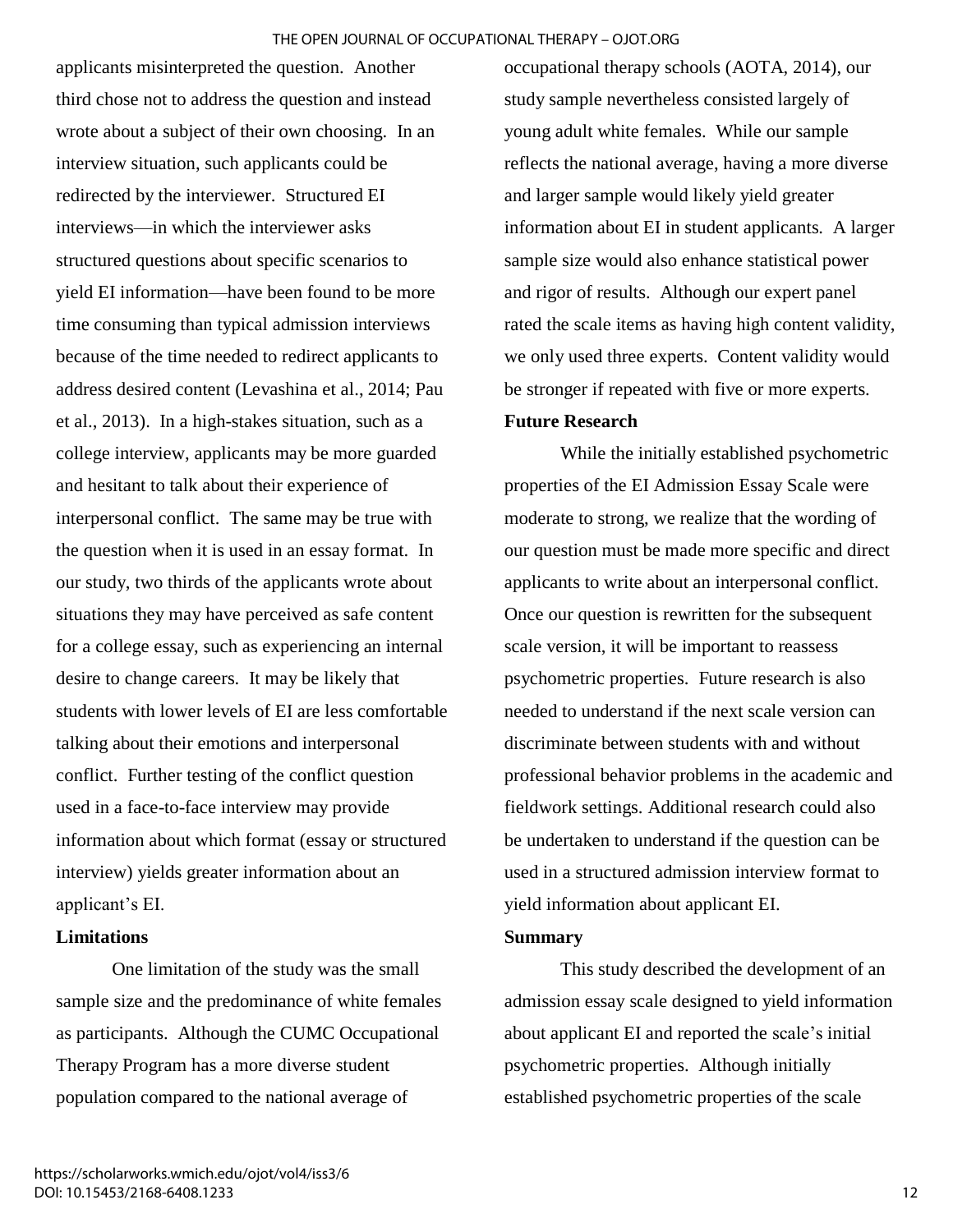applicants misinterpreted the question. Another third chose not to address the question and instead wrote about a subject of their own choosing. In an interview situation, such applicants could be redirected by the interviewer. Structured EI interviews—in which the interviewer asks structured questions about specific scenarios to yield EI information—have been found to be more time consuming than typical admission interviews because of the time needed to redirect applicants to address desired content (Levashina et al., 2014; Pau et al., 2013). In a high-stakes situation, such as a college interview, applicants may be more guarded and hesitant to talk about their experience of interpersonal conflict. The same may be true with the question when it is used in an essay format. In our study, two thirds of the applicants wrote about situations they may have perceived as safe content for a college essay, such as experiencing an internal desire to change careers. It may be likely that students with lower levels of EI are less comfortable talking about their emotions and interpersonal conflict. Further testing of the conflict question used in a face-to-face interview may provide information about which format (essay or structured interview) yields greater information about an applicant's EI.

**Limitations**

One limitation of the study was the small sample size and the predominance of white females as participants. Although the CUMC Occupational Therapy Program has a more diverse student population compared to the national average of occupational therapy schools (AOTA, 2014), our study sample nevertheless consisted largely of young adult white females. While our sample reflects the national average, having a more diverse and larger sample would likely yield greater information about EI in student applicants. A larger sample size would also enhance statistical power and rigor of results. Although our expert panel rated the scale items as having high content validity, we only used three experts. Content validity would be stronger if repeated with five or more experts.

**Future Research**

While the initially established psychometric properties of the EI Admission Essay Scale were moderate to strong, we realize that the wording of our question must be made more specific and direct applicants to write about an interpersonal conflict. Once our question is rewritten for the subsequent scale version, it will be important to reassess psychometric properties. Future research is also needed to understand if the next scale version can discriminate between students with and without professional behavior problems in the academic and fieldwork settings. Additional research could also be undertaken to understand if the question can be used in a structured admission interview format to yield information about applicant EI.

**Summary**

This study described the development of an admission essay scale designed to yield information about applicant EI and reported the scale's initial psychometric properties. Although initially established psychometric properties of the scale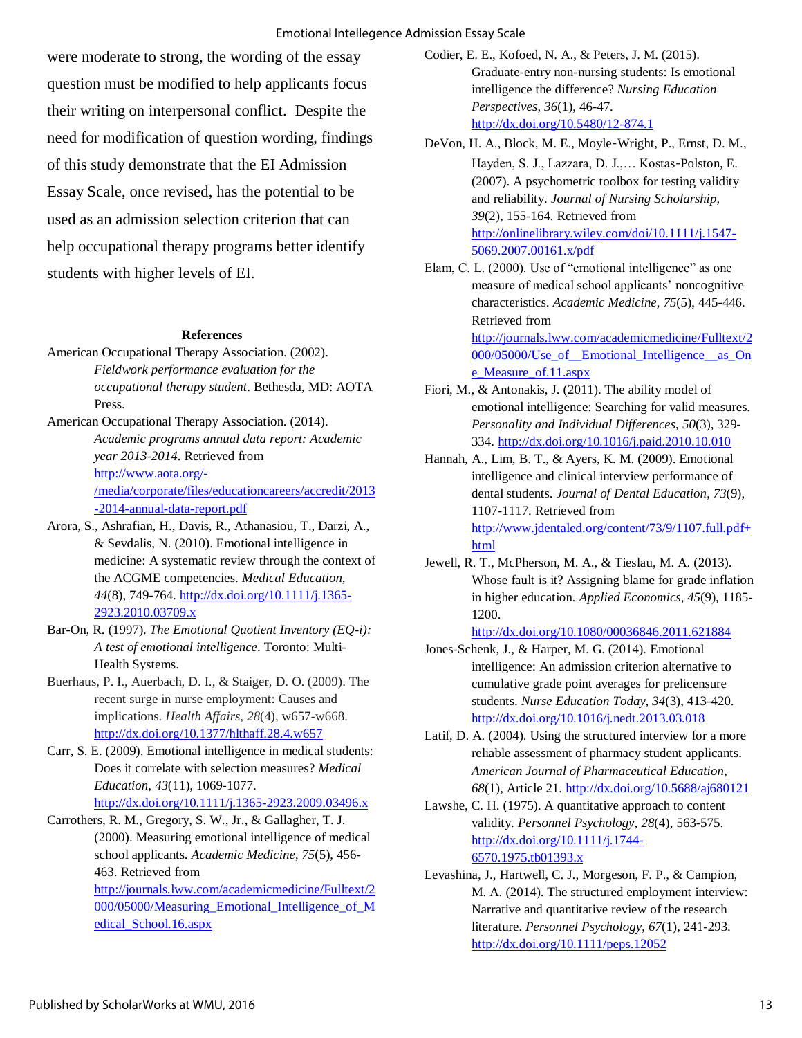were moderate to strong, the wording of the essay question must be modified to help applicants focus their writing on interpersonal conflict. Despite the need for modification of question wording, findings of this study demonstrate that the EI Admission Essay Scale, once revised, has the potential to be used as an admission selection criterion that can help occupational therapy programs better identify students with higher levels of EI.

## References

American Occupational Therapy Association. (2002). *Fieldwork performance evaluation for the occupational therapy student*. Bethesda, MD: AOTA Press.

American Occupational Therapy Association. (2014). *Academic programs annual data report: Academic year 2013-2014*. Retrieved from http://www.aota.org/-/media/corporate/files/educationcareers/accredit/2013-2014-annual-data-report.pdf

Arora, S., Ashrafian, H., Davis, R., Athanasiou, T., Darzi, A., & Sevdalis, N. (2010). Emotional intelligence in medicine: A systematic review through the context of the ACGME competencies. *Medical Education*, *44*(8), 749-764. http://dx.doi.org/10.1111/j.1365-2923.2010.03709.x

Bar-On, R. (1997). *The Emotional Quotient Inventory (EQ-i): A test of emotional intelligence*. Toronto: Multi-Health Systems.

Buerhaus, P. I., Auerbach, D. I., & Staiger, D. O. (2009). The recent surge in nurse employment: Causes and implications. *Health Affairs*, *28*(4), w657-w668. http://dx.doi.org/10.1377/hlthaff.28.4.w657

Carr, S. E. (2009). Emotional intelligence in medical students: Does it correlate with selection measures? *Medical Education*, *43*(11), 1069-1077. http://dx.doi.org/10.1111/j.1365-2923.2009.03496.x

Carrothers, R. M., Gregory, S. W., Jr., & Gallagher, T. J. (2000). Measuring emotional intelligence of medical school applicants. *Academic Medicine*, *75*(5), 456-463. Retrieved from http://journals.lww.com/academicmedicine/Fulltext/2000/05000/Measuring_Emotional_Intelligence_of_Medical_School.16.aspx

Codier, E. E., Kofoed, N. A., & Peters, J. M. (2015). Graduate-entry non-nursing students: Is emotional intelligence the difference? *Nursing Education Perspectives*, *36*(1), 46-47. http://dx.doi.org/10.5480/12-874.1

DeVon, H. A., Block, M. E., Moyle-Wright, P., Ernst, D. M., Hayden, S. J., Lazzara, D. J.,… Kostas-Polston, E. (2007). A psychometric toolbox for testing validity and reliability. *Journal of Nursing Scholarship*, *39*(2), 155-164. Retrieved from http://onlinelibrary.wiley.com/doi/10.1111/j.1547-5069.2007.00161.x/pdf

Elam, C. L. (2000). Use of "emotional intelligence" as one measure of medical school applicants' noncognitive characteristics. *Academic Medicine*, *75*(5), 445-446. Retrieved from http://journals.lww.com/academicmedicine/Fulltext/2000/05000/Use_of__Emotional_Intelligence__as_One_Measure_of.11.aspx

Fiori, M., & Antonakis, J. (2011). The ability model of emotional intelligence: Searching for valid measures. *Personality and Individual Differences*, *50*(3), 329-334. http://dx.doi.org/10.1016/j.paid.2010.10.010

Hannah, A., Lim, B. T., & Ayers, K. M. (2009). Emotional intelligence and clinical interview performance of dental students. *Journal of Dental Education*, *73*(9), 1107-1117. Retrieved from http://www.jdentaled.org/content/73/9/1107.full.pdf+html

Jewell, R. T., McPherson, M. A., & Tieslau, M. A. (2013). Whose fault is it? Assigning blame for grade inflation in higher education. *Applied Economics*, *45*(9), 1185-1200. http://dx.doi.org/10.1080/00036846.2011.621884

Jones-Schenk, J., & Harper, M. G. (2014). Emotional intelligence: An admission criterion alternative to cumulative grade point averages for prelicensure students. *Nurse Education Today*, *34*(3), 413-420. http://dx.doi.org/10.1016/j.nedt.2013.03.018

Latif, D. A. (2004). Using the structured interview for a more reliable assessment of pharmacy student applicants. *American Journal of Pharmaceutical Education*, *68*(1), Article 21. http://dx.doi.org/10.5688/aj680121

Lawshe, C. H. (1975). A quantitative approach to content validity. *Personnel Psychology*, *28*(4), 563-575. http://dx.doi.org/10.1111/j.1744-6570.1975.tb01393.x

Levashina, J., Hartwell, C. J., Morgeson, F. P., & Campion, M. A. (2014). The structured employment interview: Narrative and quantitative review of the research literature. *Personnel Psychology*, *67*(1), 241-293. http://dx.doi.org/10.1111/peps.12052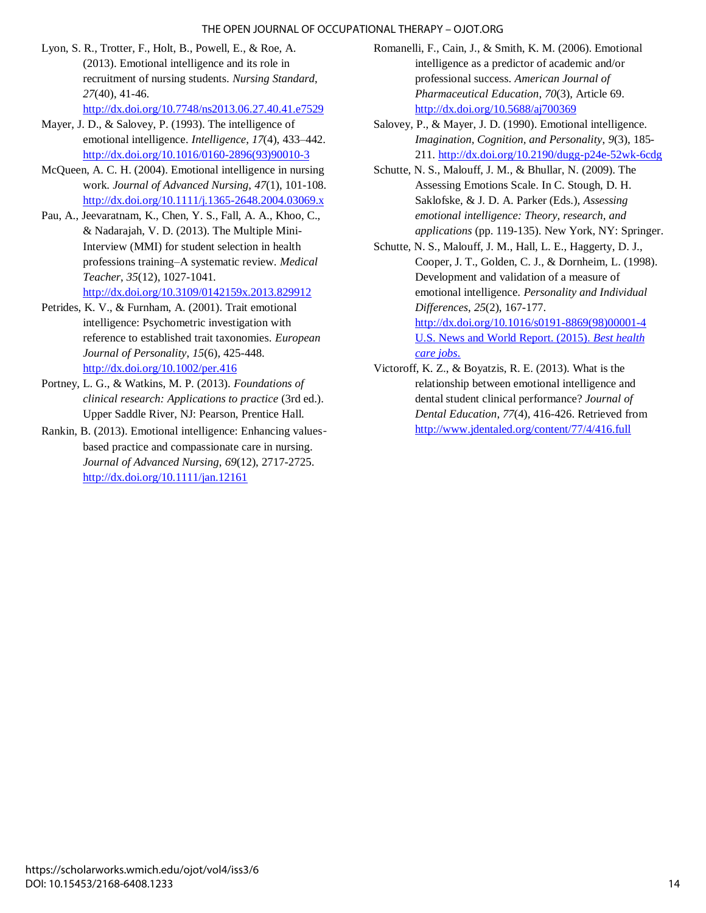Lyon, S. R., Trotter, F., Holt, B., Powell, E., & Roe, A. (2013). Emotional intelligence and its role in recruitment of nursing students. *Nursing Standard*, *27*(40), 41-46. http://dx.doi.org/10.7748/ns2013.06.27.40.41.e7529

Mayer, J. D., & Salovey, P. (1993). The intelligence of emotional intelligence. *Intelligence*, *17*(4), 433–442. http://dx.doi.org/10.1016/0160-2896(93)90010-3

McQueen, A. C. H. (2004). Emotional intelligence in nursing work. *Journal of Advanced Nursing*, *47*(1), 101-108. http://dx.doi.org/10.1111/j.1365-2648.2004.03069.x

Pau, A., Jeevaratnam, K., Chen, Y. S., Fall, A. A., Khoo, C., & Nadarajah, V. D. (2013). The Multiple Mini-Interview (MMI) for student selection in health professions training–A systematic review. *Medical Teacher*, *35*(12), 1027-1041. http://dx.doi.org/10.3109/0142159x.2013.829912

Petrides, K. V., & Furnham, A. (2001). Trait emotional intelligence: Psychometric investigation with reference to established trait taxonomies. *European Journal of Personality*, *15*(6), 425-448. http://dx.doi.org/10.1002/per.416

Portney, L. G., & Watkins, M. P. (2013). *Foundations of clinical research: Applications to practice* (3rd ed.). Upper Saddle River, NJ: Pearson, Prentice Hall.

Rankin, B. (2013). Emotional intelligence: Enhancing values-based practice and compassionate care in nursing. *Journal of Advanced Nursing*, *69*(12), 2717-2725. http://dx.doi.org/10.1111/jan.12161

Romanelli, F., Cain, J., & Smith, K. M. (2006). Emotional intelligence as a predictor of academic and/or professional success. *American Journal of Pharmaceutical Education*, *70*(3), Article 69. http://dx.doi.org/10.5688/aj700369

Salovey, P., & Mayer, J. D. (1990). Emotional intelligence. *Imagination, Cognition, and Personality*, *9*(3), 185-211. http://dx.doi.org/10.2190/dugg-p24e-52wk-6cdg

Schutte, N. S., Malouff, J. M., & Bhullar, N. (2009). The Assessing Emotions Scale. In C. Stough, D. H. Saklofske, & J. D. A. Parker (Eds.), *Assessing emotional intelligence: Theory, research, and applications* (pp. 119-135). New York, NY: Springer.

Schutte, N. S., Malouff, J. M., Hall, L. E., Haggerty, D. J., Cooper, J. T., Golden, C. J., & Dornheim, L. (1998). Development and validation of a measure of emotional intelligence. *Personality and Individual Differences*, *25*(2), 167-177. http://dx.doi.org/10.1016/s0191-8869(98)00001-4

U.S. News and World Report. (2015). *Best health care jobs.*

Victoroff, K. Z., & Boyatzis, R. E. (2013). What is the relationship between emotional intelligence and dental student clinical performance? *Journal of Dental Education*, *77*(4), 416-426. Retrieved from http://www.jdentaled.org/content/77/4/416.full